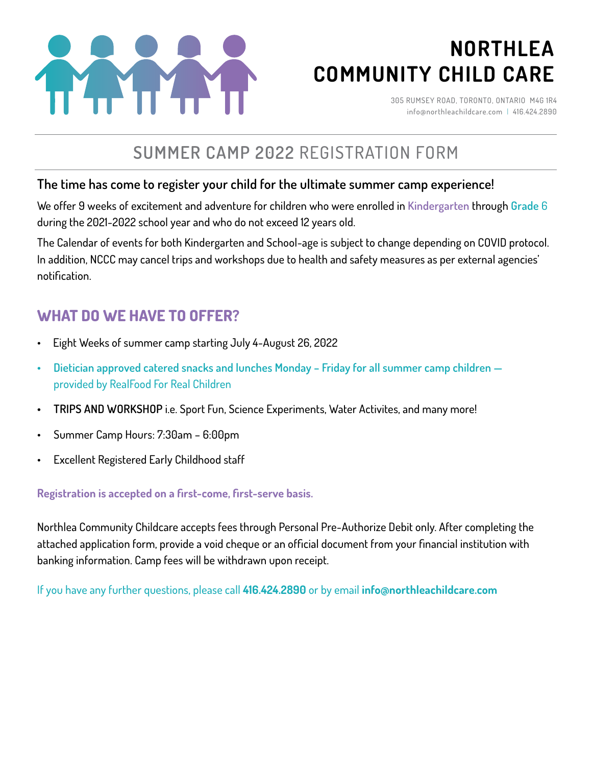# NORTHLEA COMMUNITY CHILD CARE

305 RUMSEY ROAD, TORONTO, ONTARIO M4G 1R4
info@northleachildcare.com | 416.424.2890

## SUMMER CAMP 2022 REGISTRATION FORM

### The time has come to register your child for the ultimate summer camp experience!

We offer 9 weeks of excitement and adventure for children who were enrolled in Kindergarten through Grade 6 during the 2021-2022 school year and who do not exceed 12 years old.

The Calendar of events for both Kindergarten and School-age is subject to change depending on COVID protocol. In addition, NCCC may cancel trips and workshops due to health and safety measures as per external agencies' notification.

## WHAT DO WE HAVE TO OFFER?

- Eight Weeks of summer camp starting July 4-August 26, 2022
- **Dietician approved catered snacks and lunches Monday – Friday for all summer camp children —** provided by RealFood For Real Children
- **TRIPS AND WORKSHOP** i.e. Sport Fun, Science Experiments, Water Activites, and many more!
- Summer Camp Hours: 7:30am – 6:00pm
- Excellent Registered Early Childhood staff

**Registration is accepted on a first-come, first-serve basis.**

Northlea Community Childcare accepts fees through Personal Pre-Authorize Debit only. After completing the attached application form, provide a void cheque or an official document from your financial institution with banking information. Camp fees will be withdrawn upon receipt.

If you have any further questions, please call **416.424.2890** or by email **info@northleachildcare.com**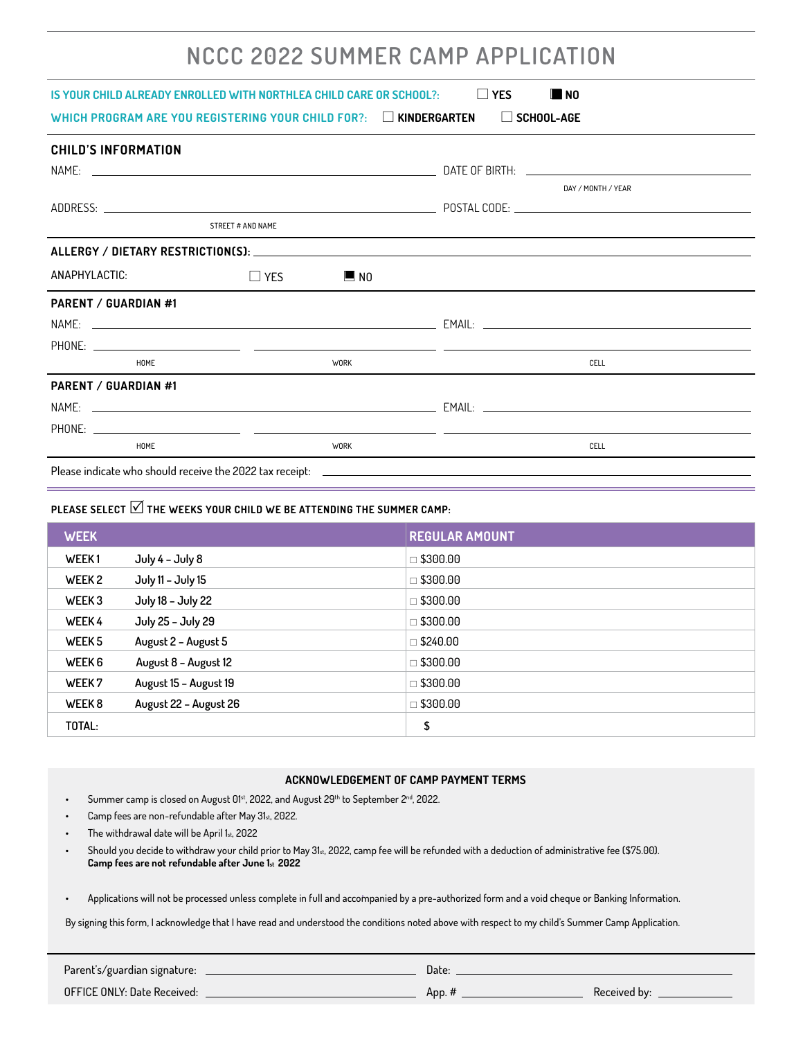# NCCC 2022 SUMMER CAMP APPLICATION

**IS YOUR CHILD ALREADY ENROLLED WITH NORTHLEA CHILD CARE OR SCHOOL?:** ☐ YES ■ NO

**WHICH PROGRAM ARE YOU REGISTERING YOUR CHILD FOR?:** ☐ KINDERGARTEN ☐ SCHOOL-AGE

## CHILD'S INFORMATION

NAME: ______________________ DATE OF BIRTH: ______________________
DAY / MONTH / YEAR

ADDRESS: ______________________ POSTAL CODE: ______________________
STREET # AND NAME

**ALLERGY / DIETARY RESTRICTION(S):** ______________________

ANAPHYLACTIC: ☐ YES ■ NO

## PARENT / GUARDIAN #1

NAME: ______________________ EMAIL: ______________________

PHONE: ____________ ____________ ____________
HOME WORK CELL

## PARENT / GUARDIAN #1

NAME: ______________________ EMAIL: ______________________

PHONE: ____________ ____________ ____________
HOME WORK CELL

Please indicate who should receive the 2022 tax receipt: ______________________

**PLEASE SELECT ☑ THE WEEKS YOUR CHILD WE BE ATTENDING THE SUMMER CAMP:**

| WEEK | | REGULAR AMOUNT |
|---|---|---|
| WEEK 1 | July 4 – July 8 | ☐ $300.00 |
| WEEK 2 | July 11 – July 15 | ☐ $300.00 |
| WEEK 3 | July 18 – July 22 | ☐ $300.00 |
| WEEK 4 | July 25 – July 29 | ☐ $300.00 |
| WEEK 5 | August 2 – August 5 | ☐ $240.00 |
| WEEK 6 | August 8 – August 12 | ☐ $300.00 |
| WEEK 7 | August 15 – August 19 | ☐ $300.00 |
| WEEK 8 | August 22 – August 26 | ☐ $300.00 |
| TOTAL: | | $ |

## ACKNOWLEDGEMENT OF CAMP PAYMENT TERMS

- Summer camp is closed on August 01st, 2022, and August 29th to September 2nd, 2022.
- Camp fees are non-refundable after May 31st, 2022.
- The withdrawal date will be April 1st, 2022
- Should you decide to withdraw your child prior to May 31st, 2022, camp fee will be refunded with a deduction of administrative fee ($75.00). **Camp fees are not refundable after June 1st 2022**
- Applications will not be processed unless complete in full and accompanied by a pre-authorized form and a void cheque or Banking Information.

By signing this form, I acknowledge that I have read and understood the conditions noted above with respect to my child's Summer Camp Application.

Parent's/guardian signature: ______________________ Date: ______________________

OFFICE ONLY: Date Received: ______________________ App. # ____________ Received by: ____________